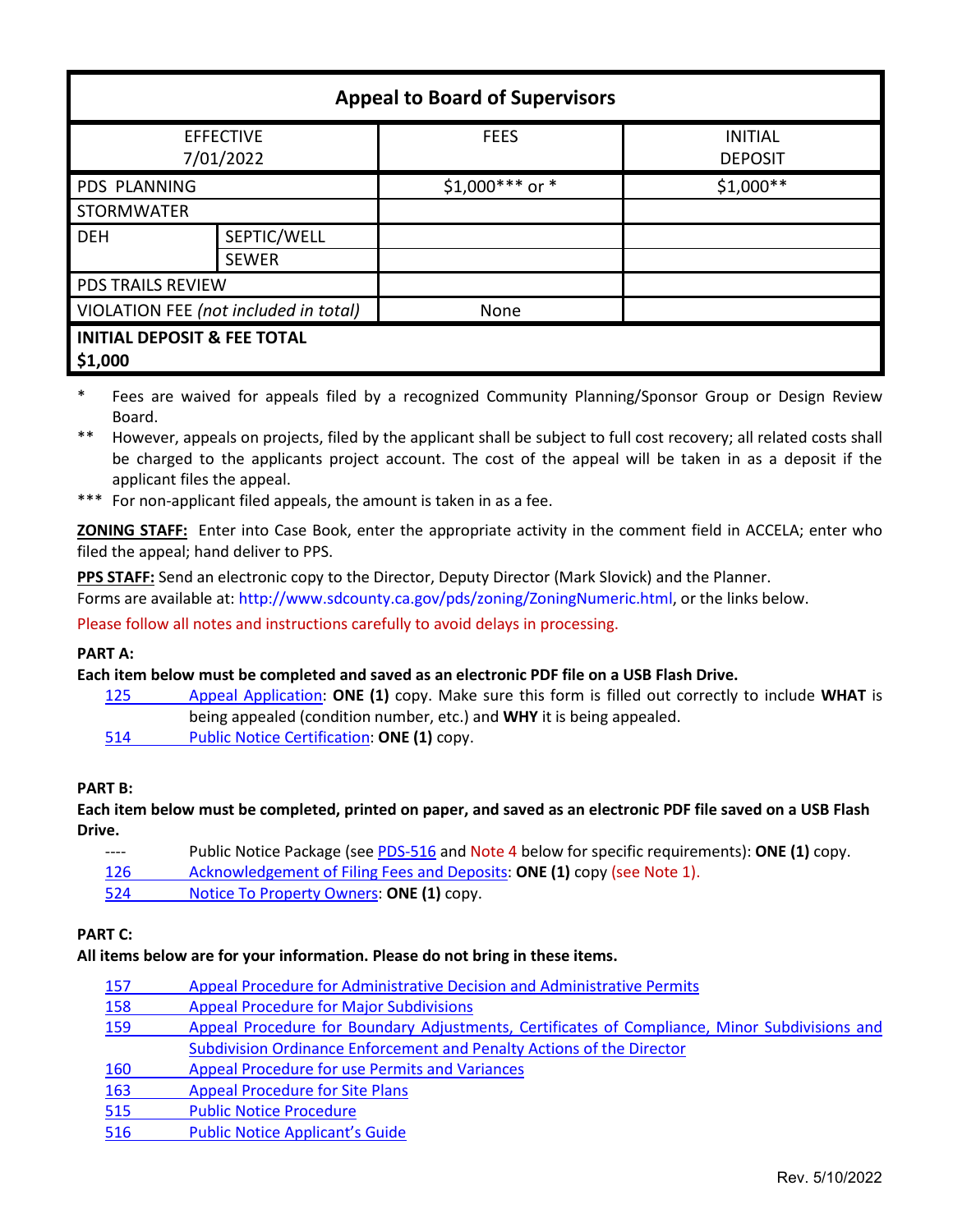| Appeal to Board of Supervisors | | | |
|---|---|---|---|
| EFFECTIVE 7/01/2022 | | FEES | INITIAL DEPOSIT |
| PDS PLANNING | | $1,000*** or * | $1,000** |
| STORMWATER | | | |
| DEH | SEPTIC/WELL | | |
| | SEWER | | |
| PDS TRAILS REVIEW | | | |
| VIOLATION FEE *(not included in total)* | | None | |
| **INITIAL DEPOSIT & FEE TOTAL $1,000** | | | |

\* Fees are waived for appeals filed by a recognized Community Planning/Sponsor Group or Design Review Board.

\*\* However, appeals on projects, filed by the applicant shall be subject to full cost recovery; all related costs shall be charged to the applicants project account. The cost of the appeal will be taken in as a deposit if the applicant files the appeal.

\*\*\* For non-applicant filed appeals, the amount is taken in as a fee.

**ZONING STAFF:** Enter into Case Book, enter the appropriate activity in the comment field in ACCELA; enter who filed the appeal; hand deliver to PPS.

**PPS STAFF:** Send an electronic copy to the Director, Deputy Director (Mark Slovick) and the Planner.
Forms are available at: http://www.sdcounty.ca.gov/pds/zoning/ZoningNumeric.html, or the links below.

Please follow all notes and instructions carefully to avoid delays in processing.

**PART A:**

**Each item below must be completed and saved as an electronic PDF file on a USB Flash Drive.**

- 125 Appeal Application: **ONE (1)** copy. Make sure this form is filled out correctly to include **WHAT** is being appealed (condition number, etc.) and **WHY** it is being appealed.
- 514 Public Notice Certification: **ONE (1)** copy.

**PART B:**

**Each item below must be completed, printed on paper, and saved as an electronic PDF file saved on a USB Flash Drive.**

- ---- Public Notice Package (see PDS-516 and Note 4 below for specific requirements): **ONE (1)** copy.
- 126 Acknowledgement of Filing Fees and Deposits: **ONE (1)** copy (see Note 1).
- 524 Notice To Property Owners: **ONE (1)** copy.

**PART C:**

**All items below are for your information. Please do not bring in these items.**

- 157 Appeal Procedure for Administrative Decision and Administrative Permits
- 158 Appeal Procedure for Major Subdivisions
- 159 Appeal Procedure for Boundary Adjustments, Certificates of Compliance, Minor Subdivisions and Subdivision Ordinance Enforcement and Penalty Actions of the Director
- 160 Appeal Procedure for use Permits and Variances
- 163 Appeal Procedure for Site Plans
- 515 Public Notice Procedure
- 516 Public Notice Applicant's Guide

Rev. 5/10/2022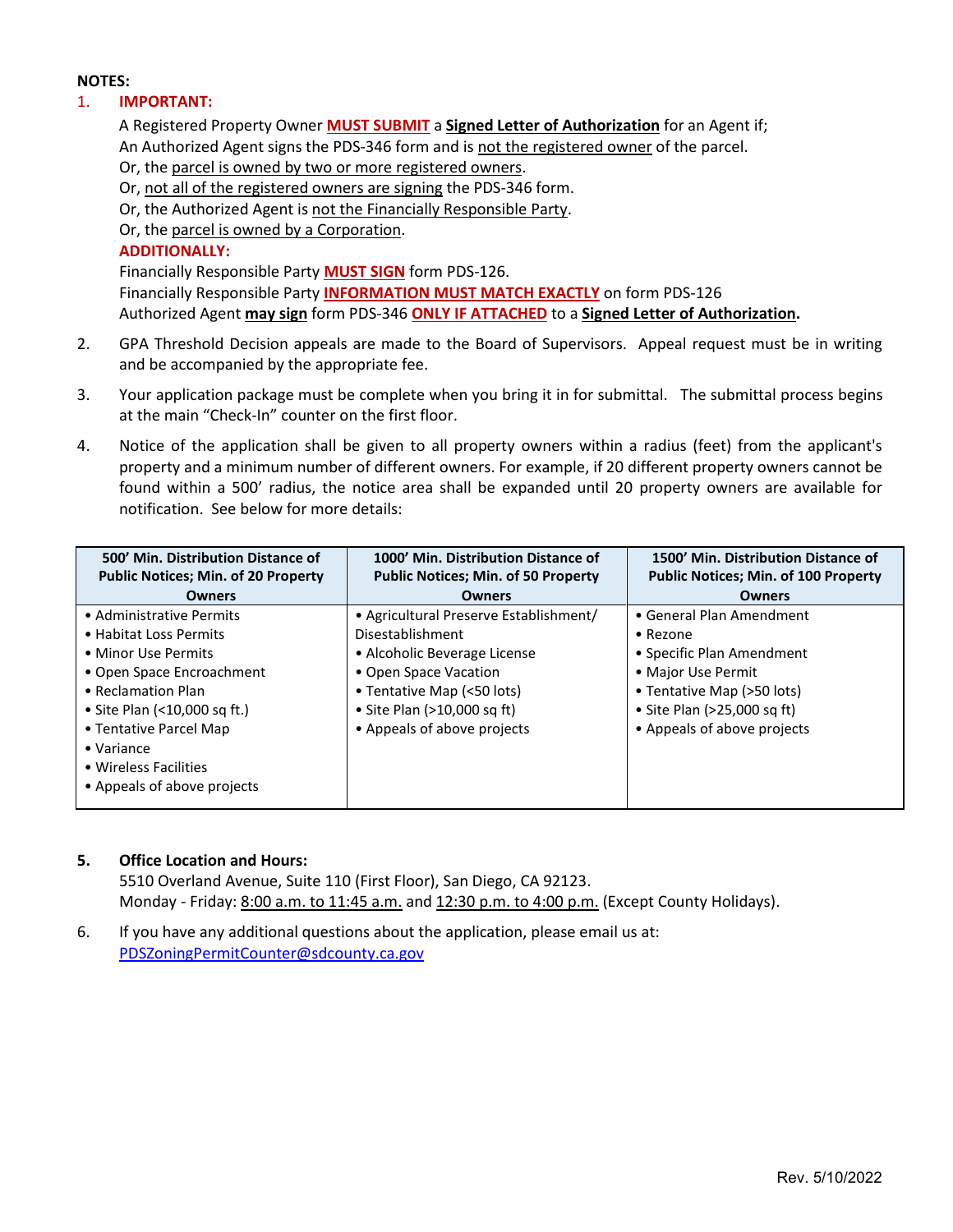**NOTES:**

1. **IMPORTANT:**

   A Registered Property Owner **MUST SUBMIT** a **Signed Letter of Authorization** for an Agent if;
   An Authorized Agent signs the PDS-346 form and is not the registered owner of the parcel.
   Or, the parcel is owned by two or more registered owners.
   Or, not all of the registered owners are signing the PDS-346 form.
   Or, the Authorized Agent is not the Financially Responsible Party.
   Or, the parcel is owned by a Corporation.

   **ADDITIONALLY:**

   Financially Responsible Party **MUST SIGN** form PDS-126.
   Financially Responsible Party **INFORMATION MUST MATCH EXACTLY** on form PDS-126
   Authorized Agent **may sign** form PDS-346 **ONLY IF ATTACHED** to a **Signed Letter of Authorization.**

2. GPA Threshold Decision appeals are made to the Board of Supervisors. Appeal request must be in writing and be accompanied by the appropriate fee.

3. Your application package must be complete when you bring it in for submittal. The submittal process begins at the main "Check-In" counter on the first floor.

4. Notice of the application shall be given to all property owners within a radius (feet) from the applicant's property and a minimum number of different owners. For example, if 20 different property owners cannot be found within a 500' radius, the notice area shall be expanded until 20 property owners are available for notification. See below for more details:

| 500' Min. Distribution Distance of Public Notices; Min. of 20 Property Owners | 1000' Min. Distribution Distance of Public Notices; Min. of 50 Property Owners | 1500' Min. Distribution Distance of Public Notices; Min. of 100 Property Owners |
|---|---|---|
| • Administrative Permits<br>• Habitat Loss Permits<br>• Minor Use Permits<br>• Open Space Encroachment<br>• Reclamation Plan<br>• Site Plan (<10,000 sq ft.)<br>• Tentative Parcel Map<br>• Variance<br>• Wireless Facilities<br>• Appeals of above projects | • Agricultural Preserve Establishment/ Disestablishment<br>• Alcoholic Beverage License<br>• Open Space Vacation<br>• Tentative Map (<50 lots)<br>• Site Plan (>10,000 sq ft)<br>• Appeals of above projects | • General Plan Amendment<br>• Rezone<br>• Specific Plan Amendment<br>• Major Use Permit<br>• Tentative Map (>50 lots)<br>• Site Plan (>25,000 sq ft)<br>• Appeals of above projects |

5. **Office Location and Hours:**
   5510 Overland Avenue, Suite 110 (First Floor), San Diego, CA 92123.
   Monday - Friday: 8:00 a.m. to 11:45 a.m. and 12:30 p.m. to 4:00 p.m. (Except County Holidays).

6. If you have any additional questions about the application, please email us at:
   PDSZoningPermitCounter@sdcounty.ca.gov

Rev. 5/10/2022